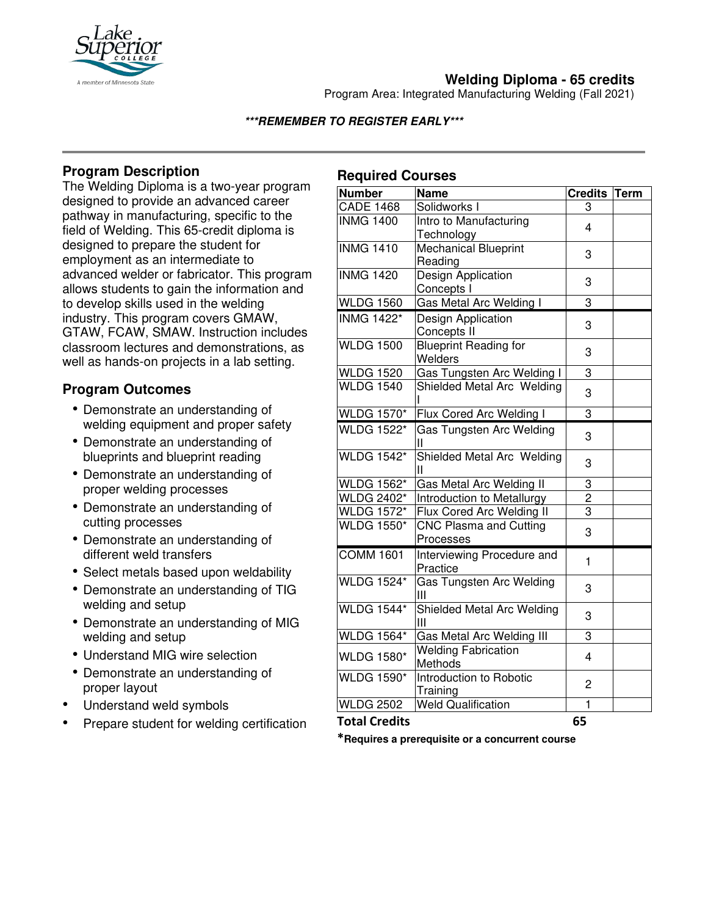# Welding Diploma - 65 credits

Program Area: Integrated Manufacturing Welding (Fall 2021)

***REMEMBER TO REGISTER EARLY***

## Program Description

The Welding Diploma is a two-year program designed to provide an advanced career pathway in manufacturing, specific to the field of Welding. This 65-credit diploma is designed to prepare the student for employment as an intermediate to advanced welder or fabricator. This program allows students to gain the information and to develop skills used in the welding industry. This program covers GMAW, GTAW, FCAW, SMAW. Instruction includes classroom lectures and demonstrations, as well as hands-on projects in a lab setting.

## Program Outcomes

- Demonstrate an understanding of welding equipment and proper safety
- Demonstrate an understanding of blueprints and blueprint reading
- Demonstrate an understanding of proper welding processes
- Demonstrate an understanding of cutting processes
- Demonstrate an understanding of different weld transfers
- Select metals based upon weldability
- Demonstrate an understanding of TIG welding and setup
- Demonstrate an understanding of MIG welding and setup
- Understand MIG wire selection
- Demonstrate an understanding of proper layout
- Understand weld symbols
- Prepare student for welding certification

## Required Courses

| Number | Name | Credits | Term |
|---|---|---|---|
| CADE 1468 | Solidworks I | 3 | |
| INMG 1400 | Intro to Manufacturing Technology | 4 | |
| INMG 1410 | Mechanical Blueprint Reading | 3 | |
| INMG 1420 | Design Application Concepts I | 3 | |
| WLDG 1560 | Gas Metal Arc Welding I | 3 | |
| INMG 1422* | Design Application Concepts II | 3 | |
| WLDG 1500 | Blueprint Reading for Welders | 3 | |
| WLDG 1520 | Gas Tungsten Arc Welding I | 3 | |
| WLDG 1540 | Shielded Metal Arc Welding I | 3 | |
| WLDG 1570* | Flux Cored Arc Welding I | 3 | |
| WLDG 1522* | Gas Tungsten Arc Welding II | 3 | |
| WLDG 1542* | Shielded Metal Arc Welding II | 3 | |
| WLDG 1562* | Gas Metal Arc Welding II | 3 | |
| WLDG 2402* | Introduction to Metallurgy | 2 | |
| WLDG 1572* | Flux Cored Arc Welding II | 3 | |
| WLDG 1550* | CNC Plasma and Cutting Processes | 3 | |
| COMM 1601 | Interviewing Procedure and Practice | 1 | |
| WLDG 1524* | Gas Tungsten Arc Welding III | 3 | |
| WLDG 1544* | Shielded Metal Arc Welding III | 3 | |
| WLDG 1564* | Gas Metal Arc Welding III | 3 | |
| WLDG 1580* | Welding Fabrication Methods | 4 | |
| WLDG 1590* | Introduction to Robotic Training | 2 | |
| WLDG 2502 | Weld Qualification | 1 | |
| **Total Credits** | | **65** | |

***Requires a prerequisite or a concurrent course**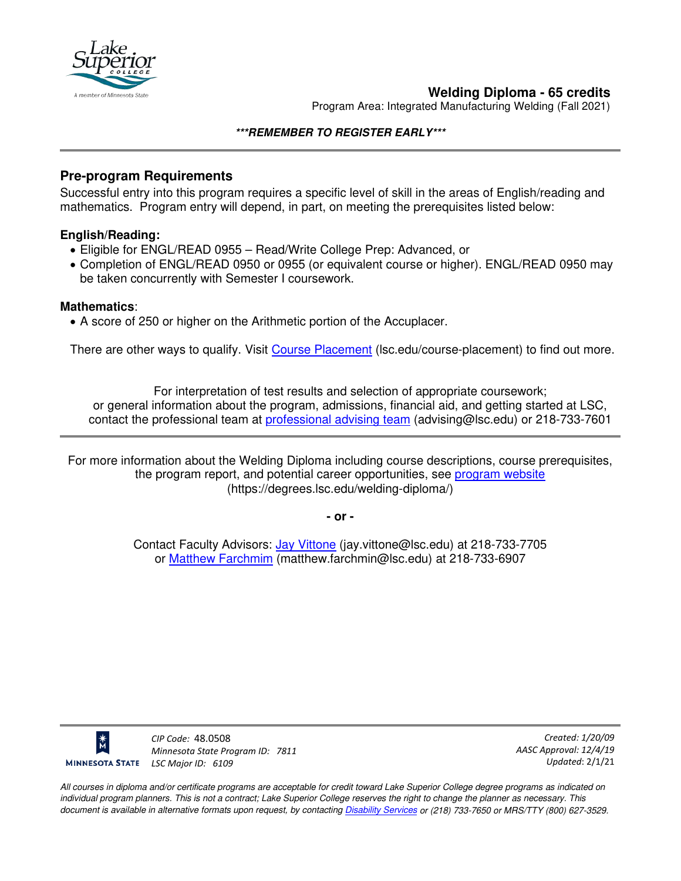## Welding Diploma - 65 credits

Program Area: Integrated Manufacturing Welding (Fall 2021)

***REMEMBER TO REGISTER EARLY***

## Pre-program Requirements

Successful entry into this program requires a specific level of skill in the areas of English/reading and mathematics. Program entry will depend, in part, on meeting the prerequisites listed below:

**English/Reading:**

- Eligible for ENGL/READ 0955 – Read/Write College Prep: Advanced, or
- Completion of ENGL/READ 0950 or 0955 (or equivalent course or higher). ENGL/READ 0950 may be taken concurrently with Semester I coursework.

**Mathematics**:

- A score of 250 or higher on the Arithmetic portion of the Accuplacer.

There are other ways to qualify. Visit Course Placement (lsc.edu/course-placement) to find out more.

For interpretation of test results and selection of appropriate coursework; or general information about the program, admissions, financial aid, and getting started at LSC, contact the professional team at professional advising team (advising@lsc.edu) or 218-733-7601

For more information about the Welding Diploma including course descriptions, course prerequisites, the program report, and potential career opportunities, see program website (https://degrees.lsc.edu/welding-diploma/)

**- or -**

Contact Faculty Advisors: Jay Vittone (jay.vittone@lsc.edu) at 218-733-7705 or Matthew Farchmim (matthew.farchmin@lsc.edu) at 218-733-6907

*CIP Code:* 48.0508
*Minnesota State Program ID: 7811*
*LSC Major ID: 6109*

*Created: 1/20/09*
*AASC Approval: 12/4/19*
*Updated:* 2/1/21

*All courses in diploma and/or certificate programs are acceptable for credit toward Lake Superior College degree programs as indicated on individual program planners. This is not a contract; Lake Superior College reserves the right to change the planner as necessary. This document is available in alternative formats upon request, by contacting Disability Services or (218) 733-7650 or MRS/TTY (800) 627-3529.*